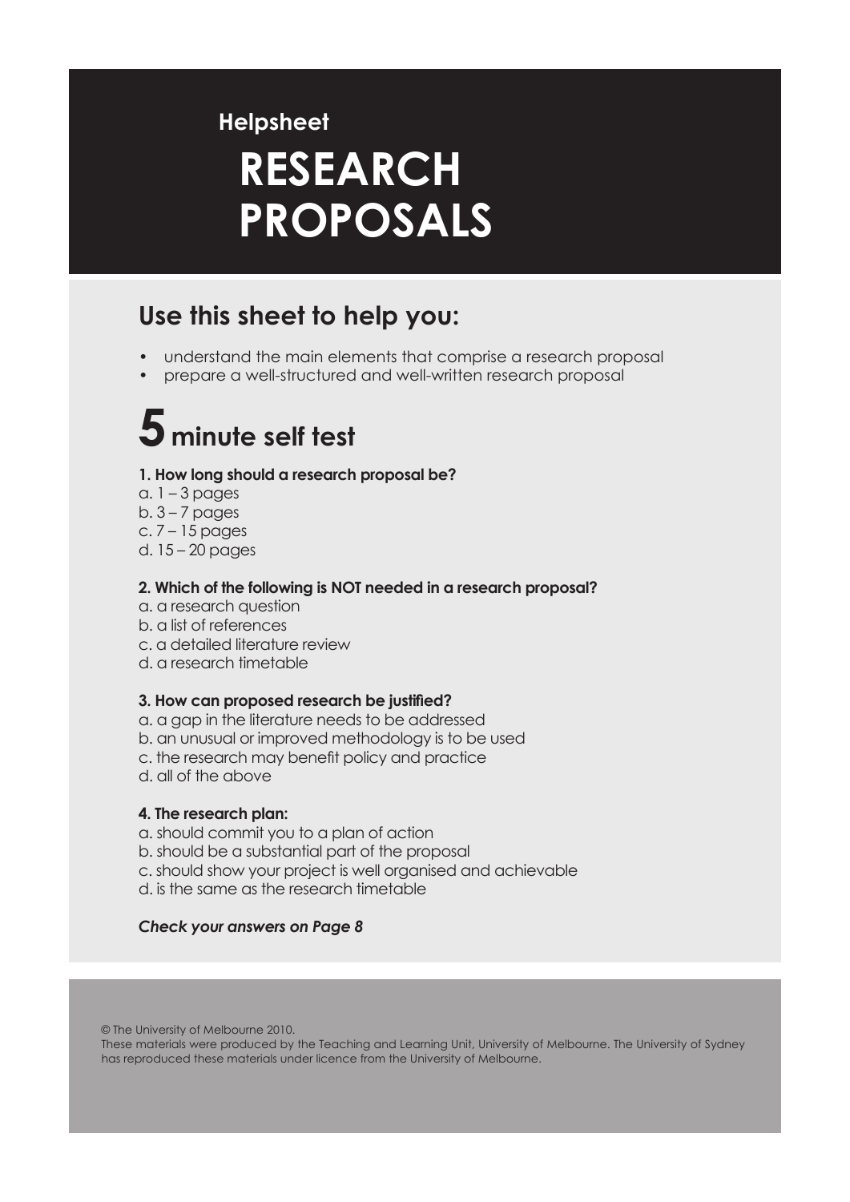Helpsheet

# RESEARCH PROPOSALS

## Use this sheet to help you:

- understand the main elements that comprise a research proposal
- prepare a well-structured and well-written research proposal

## 5 minute self test

**1. How long should a research proposal be?**

a. 1 – 3 pages
b. 3 – 7 pages
c. 7 – 15 pages
d. 15 – 20 pages

**2. Which of the following is NOT needed in a research proposal?**

a. a research question
b. a list of references
c. a detailed literature review
d. a research timetable

**3. How can proposed research be justified?**

a. a gap in the literature needs to be addressed
b. an unusual or improved methodology is to be used
c. the research may benefit policy and practice
d. all of the above

**4. The research plan:**

a. should commit you to a plan of action
b. should be a substantial part of the proposal
c. should show your project is well organised and achievable
d. is the same as the research timetable

***Check your answers on Page 8***

© The University of Melbourne 2010.
These materials were produced by the Teaching and Learning Unit, University of Melbourne. The University of Sydney has reproduced these materials under licence from the University of Melbourne.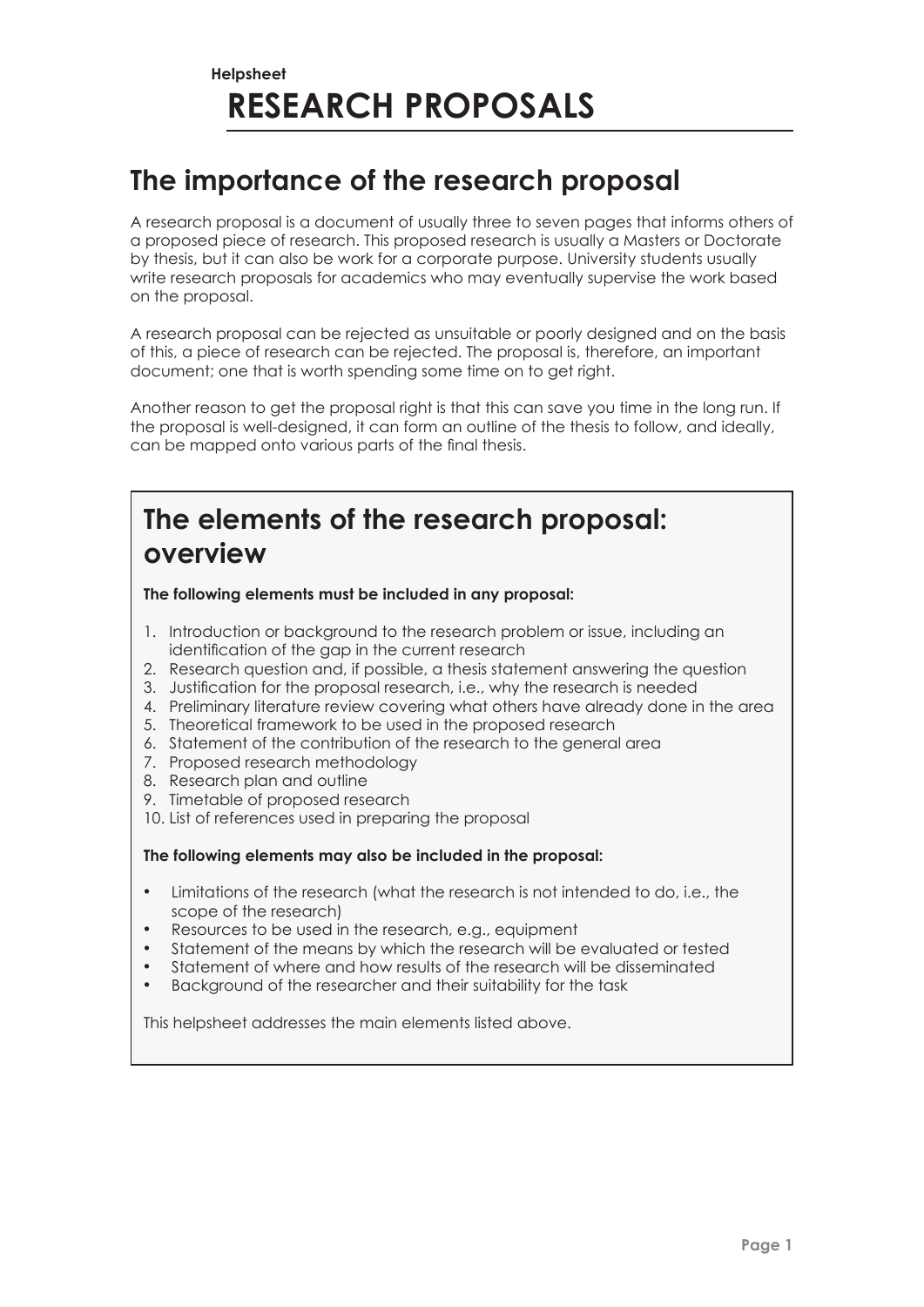**Helpsheet**

# RESEARCH PROPOSALS

## The importance of the research proposal

A research proposal is a document of usually three to seven pages that informs others of a proposed piece of research. This proposed research is usually a Masters or Doctorate by thesis, but it can also be work for a corporate purpose. University students usually write research proposals for academics who may eventually supervise the work based on the proposal.

A research proposal can be rejected as unsuitable or poorly designed and on the basis of this, a piece of research can be rejected. The proposal is, therefore, an important document; one that is worth spending some time on to get right.

Another reason to get the proposal right is that this can save you time in the long run. If the proposal is well-designed, it can form an outline of the thesis to follow, and ideally, can be mapped onto various parts of the final thesis.

## The elements of the research proposal: overview

**The following elements must be included in any proposal:**

1. Introduction or background to the research problem or issue, including an identification of the gap in the current research
2. Research question and, if possible, a thesis statement answering the question
3. Justification for the proposal research, i.e., why the research is needed
4. Preliminary literature review covering what others have already done in the area
5. Theoretical framework to be used in the proposed research
6. Statement of the contribution of the research to the general area
7. Proposed research methodology
8. Research plan and outline
9. Timetable of proposed research
10. List of references used in preparing the proposal

**The following elements may also be included in the proposal:**

- Limitations of the research (what the research is not intended to do, i.e., the scope of the research)
- Resources to be used in the research, e.g., equipment
- Statement of the means by which the research will be evaluated or tested
- Statement of where and how results of the research will be disseminated
- Background of the researcher and their suitability for the task

This helpsheet addresses the main elements listed above.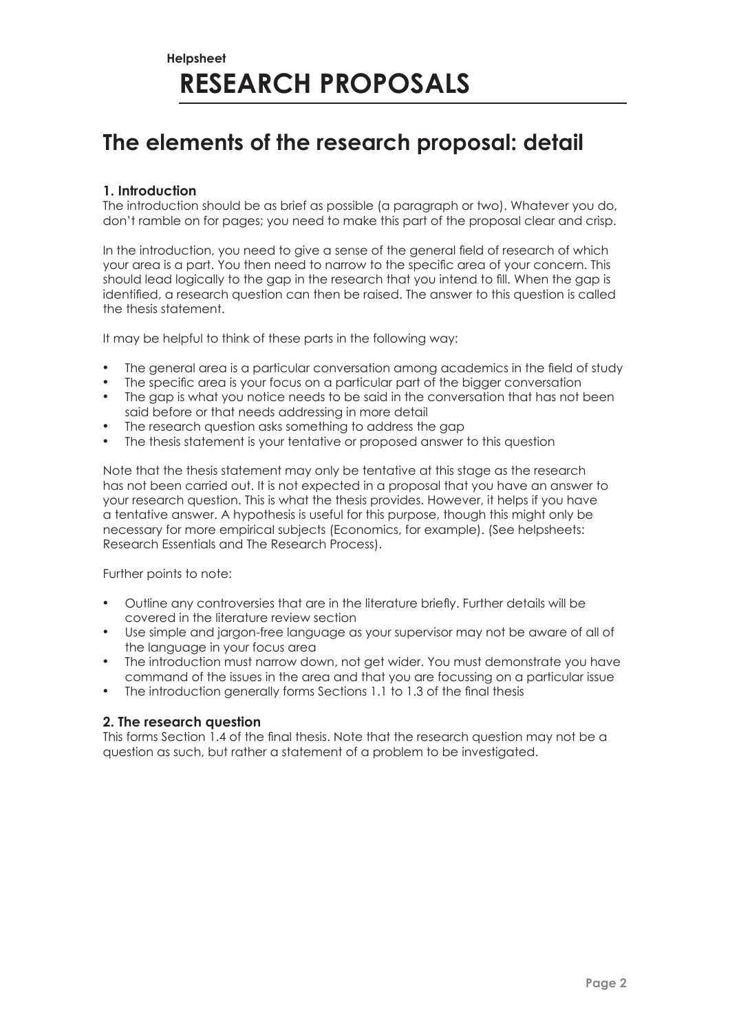# The elements of the research proposal: detail

### 1. Introduction

The introduction should be as brief as possible (a paragraph or two). Whatever you do, don't ramble on for pages; you need to make this part of the proposal clear and crisp.

In the introduction, you need to give a sense of the general field of research of which your area is a part. You then need to narrow to the specific area of your concern. This should lead logically to the gap in the research that you intend to fill. When the gap is identified, a research question can then be raised. The answer to this question is called the thesis statement.

It may be helpful to think of these parts in the following way:

- The general area is a particular conversation among academics in the field of study
- The specific area is your focus on a particular part of the bigger conversation
- The gap is what you notice needs to be said in the conversation that has not been said before or that needs addressing in more detail
- The research question asks something to address the gap
- The thesis statement is your tentative or proposed answer to this question

Note that the thesis statement may only be tentative at this stage as the research has not been carried out. It is not expected in a proposal that you have an answer to your research question. This is what the thesis provides. However, it helps if you have a tentative answer. A hypothesis is useful for this purpose, though this might only be necessary for more empirical subjects (Economics, for example). (See helpsheets: Research Essentials and The Research Process).

Further points to note:

- Outline any controversies that are in the literature briefly. Further details will be covered in the literature review section
- Use simple and jargon-free language as your supervisor may not be aware of all of the language in your focus area
- The introduction must narrow down, not get wider. You must demonstrate you have command of the issues in the area and that you are focussing on a particular issue
- The introduction generally forms Sections 1.1 to 1.3 of the final thesis

### 2. The research question

This forms Section 1.4 of the final thesis. Note that the research question may not be a question as such, but rather a statement of a problem to be investigated.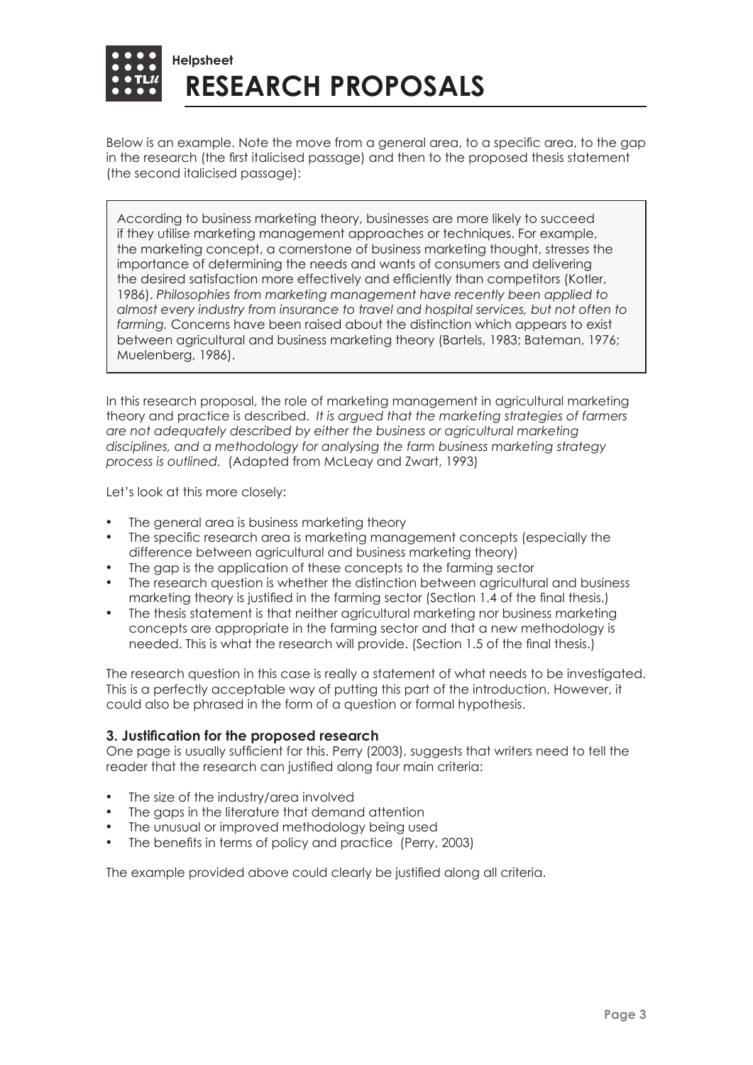Below is an example. Note the move from a general area, to a specific area, to the gap in the research (the first italicised passage) and then to the proposed thesis statement (the second italicised passage):

> According to business marketing theory, businesses are more likely to succeed if they utilise marketing management approaches or techniques. For example, the marketing concept, a cornerstone of business marketing thought, stresses the importance of determining the needs and wants of consumers and delivering the desired satisfaction more effectively and efficiently than competitors (Kotler, 1986). *Philosophies from marketing management have recently been applied to almost every industry from insurance to travel and hospital services, but not often to farming.* Concerns have been raised about the distinction which appears to exist between agricultural and business marketing theory (Bartels, 1983; Bateman, 1976; Muelenberg, 1986).

In this research proposal, the role of marketing management in agricultural marketing theory and practice is described. *It is argued that the marketing strategies of farmers are not adequately described by either the business or agricultural marketing disciplines, and a methodology for analysing the farm business marketing strategy process is outlined.* (Adapted from McLeay and Zwart, 1993)

Let's look at this more closely:

- The general area is business marketing theory
- The specific research area is marketing management concepts (especially the difference between agricultural and business marketing theory)
- The gap is the application of these concepts to the farming sector
- The research question is whether the distinction between agricultural and business marketing theory is justified in the farming sector (Section 1.4 of the final thesis.)
- The thesis statement is that neither agricultural marketing nor business marketing concepts are appropriate in the farming sector and that a new methodology is needed. This is what the research will provide. (Section 1.5 of the final thesis.)

The research question in this case is really a statement of what needs to be investigated. This is a perfectly acceptable way of putting this part of the introduction. However, it could also be phrased in the form of a question or formal hypothesis.

### 3. Justification for the proposed research

One page is usually sufficient for this. Perry (2003), suggests that writers need to tell the reader that the research can justified along four main criteria:

- The size of the industry/area involved
- The gaps in the literature that demand attention
- The unusual or improved methodology being used
- The benefits in terms of policy and practice (Perry, 2003)

The example provided above could clearly be justified along all criteria.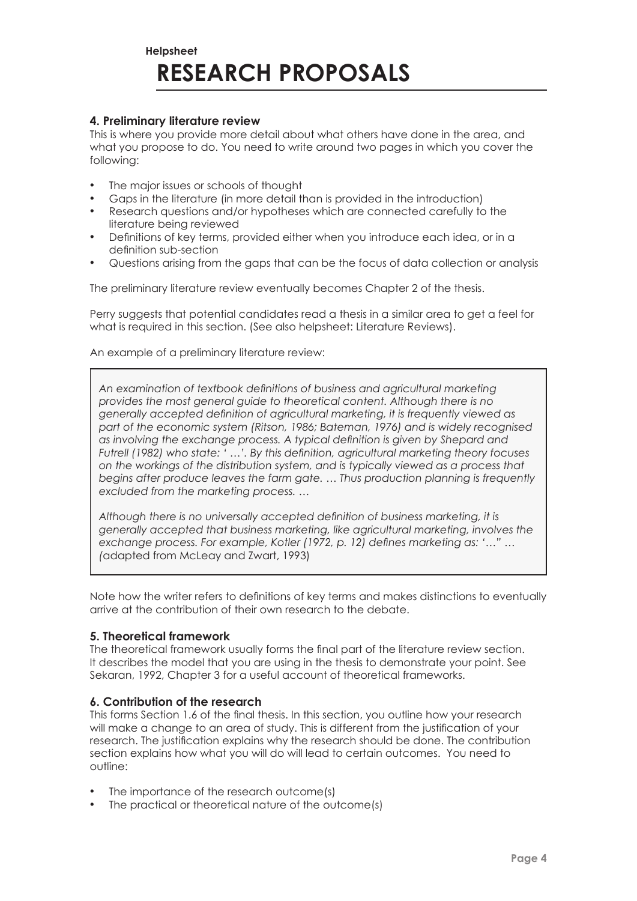### 4. Preliminary literature review

This is where you provide more detail about what others have done in the area, and what you propose to do. You need to write around two pages in which you cover the following:

- The major issues or schools of thought
- Gaps in the literature (in more detail than is provided in the introduction)
- Research questions and/or hypotheses which are connected carefully to the literature being reviewed
- Definitions of key terms, provided either when you introduce each idea, or in a definition sub-section
- Questions arising from the gaps that can be the focus of data collection or analysis

The preliminary literature review eventually becomes Chapter 2 of the thesis.

Perry suggests that potential candidates read a thesis in a similar area to get a feel for what is required in this section. (See also helpsheet: Literature Reviews).

An example of a preliminary literature review:

> *An examination of textbook definitions of business and agricultural marketing provides the most general guide to theoretical content. Although there is no generally accepted definition of agricultural marketing, it is frequently viewed as part of the economic system (Ritson, 1986; Bateman, 1976) and is widely recognised as involving the exchange process. A typical definition is given by Shepard and Futrell (1982) who state: ' …'. By this definition, agricultural marketing theory focuses on the workings of the distribution system, and is typically viewed as a process that begins after produce leaves the farm gate. … Thus production planning is frequently excluded from the marketing process. …*
>
> *Although there is no universally accepted definition of business marketing, it is generally accepted that business marketing, like agricultural marketing, involves the exchange process. For example, Kotler (1972, p. 12) defines marketing as: '…" … (*adapted from McLeay and Zwart, 1993)

Note how the writer refers to definitions of key terms and makes distinctions to eventually arrive at the contribution of their own research to the debate.

### 5. Theoretical framework

The theoretical framework usually forms the final part of the literature review section. It describes the model that you are using in the thesis to demonstrate your point. See Sekaran, 1992, Chapter 3 for a useful account of theoretical frameworks.

### 6. Contribution of the research

This forms Section 1.6 of the final thesis. In this section, you outline how your research will make a change to an area of study. This is different from the justification of your research. The justification explains why the research should be done. The contribution section explains how what you will do will lead to certain outcomes. You need to outline:

- The importance of the research outcome(s)
- The practical or theoretical nature of the outcome(s)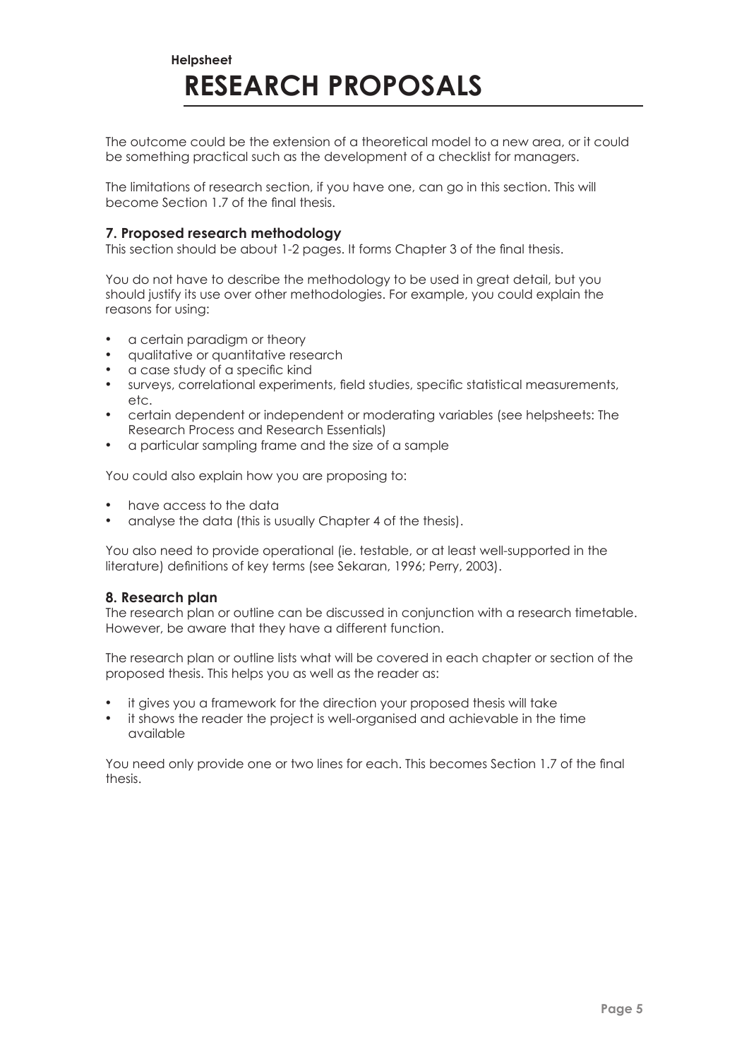The outcome could be the extension of a theoretical model to a new area, or it could be something practical such as the development of a checklist for managers.

The limitations of research section, if you have one, can go in this section. This will become Section 1.7 of the final thesis.

### 7. Proposed research methodology

This section should be about 1-2 pages. It forms Chapter 3 of the final thesis.

You do not have to describe the methodology to be used in great detail, but you should justify its use over other methodologies. For example, you could explain the reasons for using:

- a certain paradigm or theory
- qualitative or quantitative research
- a case study of a specific kind
- surveys, correlational experiments, field studies, specific statistical measurements, etc.
- certain dependent or independent or moderating variables (see helpsheets: The Research Process and Research Essentials)
- a particular sampling frame and the size of a sample

You could also explain how you are proposing to:

- have access to the data
- analyse the data (this is usually Chapter 4 of the thesis).

You also need to provide operational (ie. testable, or at least well-supported in the literature) definitions of key terms (see Sekaran, 1996; Perry, 2003).

### 8. Research plan

The research plan or outline can be discussed in conjunction with a research timetable. However, be aware that they have a different function.

The research plan or outline lists what will be covered in each chapter or section of the proposed thesis. This helps you as well as the reader as:

- it gives you a framework for the direction your proposed thesis will take
- it shows the reader the project is well-organised and achievable in the time available

You need only provide one or two lines for each. This becomes Section 1.7 of the final thesis.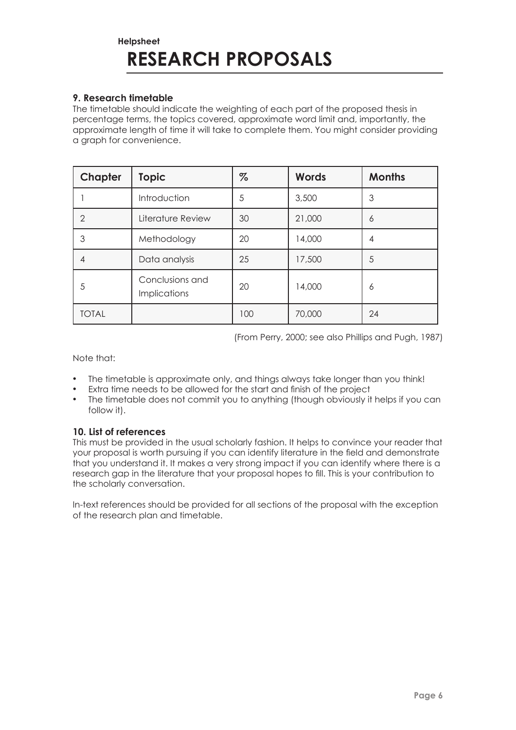Helpsheet

# RESEARCH PROPOSALS

### 9. Research timetable

The timetable should indicate the weighting of each part of the proposed thesis in percentage terms, the topics covered, approximate word limit and, importantly, the approximate length of time it will take to complete them. You might consider providing a graph for convenience.

| Chapter | Topic | % | Words | Months |
| --- | --- | --- | --- | --- |
| 1 | Introduction | 5 | 3,500 | 3 |
| 2 | Literature Review | 30 | 21,000 | 6 |
| 3 | Methodology | 20 | 14,000 | 4 |
| 4 | Data analysis | 25 | 17,500 | 5 |
| 5 | Conclusions and Implications | 20 | 14,000 | 6 |
| TOTAL | | 100 | 70,000 | 24 |

(From Perry, 2000; see also Phillips and Pugh, 1987)

Note that:

- The timetable is approximate only, and things always take longer than you think!
- Extra time needs to be allowed for the start and finish of the project
- The timetable does not commit you to anything (though obviously it helps if you can follow it).

### 10. List of references

This must be provided in the usual scholarly fashion. It helps to convince your reader that your proposal is worth pursuing if you can identify literature in the field and demonstrate that you understand it. It makes a very strong impact if you can identify where there is a research gap in the literature that your proposal hopes to fill. This is your contribution to the scholarly conversation.

In-text references should be provided for all sections of the proposal with the exception of the research plan and timetable.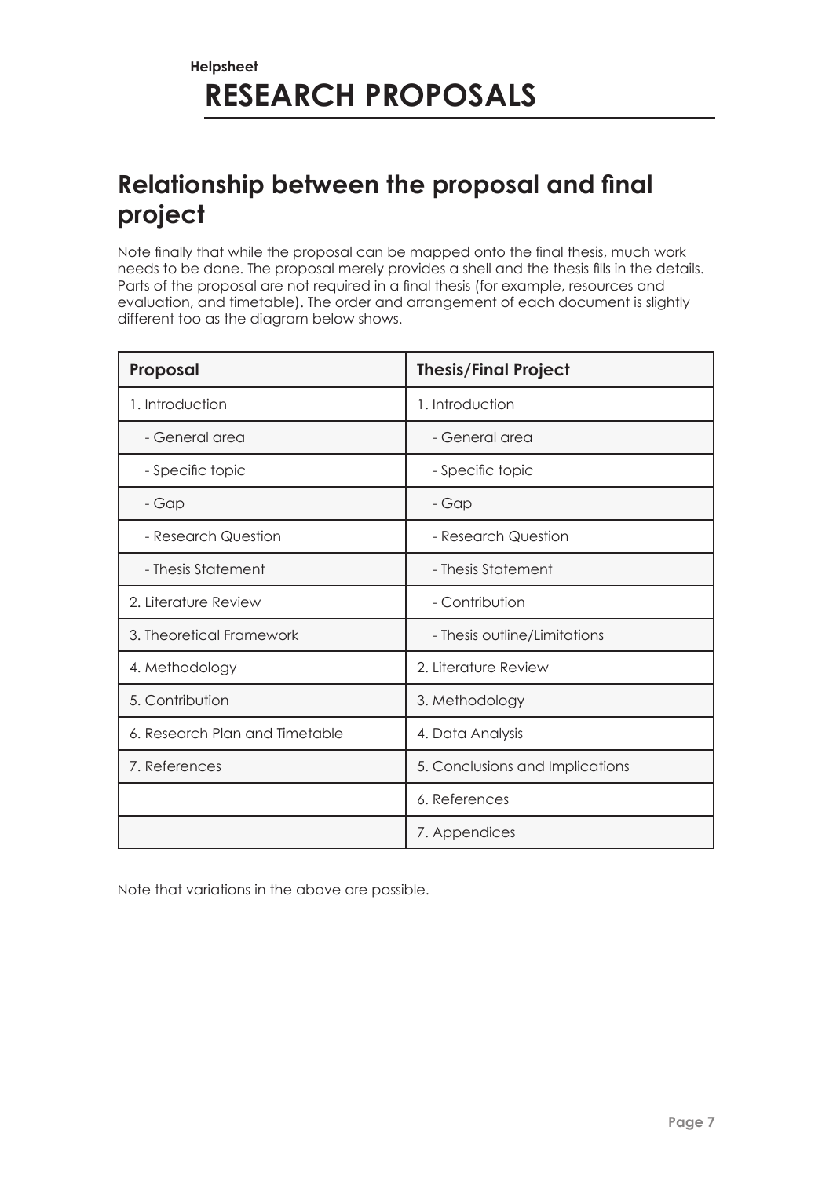# Helpsheet RESEARCH PROPOSALS

## Relationship between the proposal and final project

Note finally that while the proposal can be mapped onto the final thesis, much work needs to be done. The proposal merely provides a shell and the thesis fills in the details. Parts of the proposal are not required in a final thesis (for example, resources and evaluation, and timetable). The order and arrangement of each document is slightly different too as the diagram below shows.

| Proposal | Thesis/Final Project |
| --- | --- |
| 1. Introduction | 1. Introduction |
| - General area | - General area |
| - Specific topic | - Specific topic |
| - Gap | - Gap |
| - Research Question | - Research Question |
| - Thesis Statement | - Thesis Statement |
| 2. Literature Review | - Contribution |
| 3. Theoretical Framework | - Thesis outline/Limitations |
| 4. Methodology | 2. Literature Review |
| 5. Contribution | 3. Methodology |
| 6. Research Plan and Timetable | 4. Data Analysis |
| 7. References | 5. Conclusions and Implications |
| | 6. References |
| | 7. Appendices |

Note that variations in the above are possible.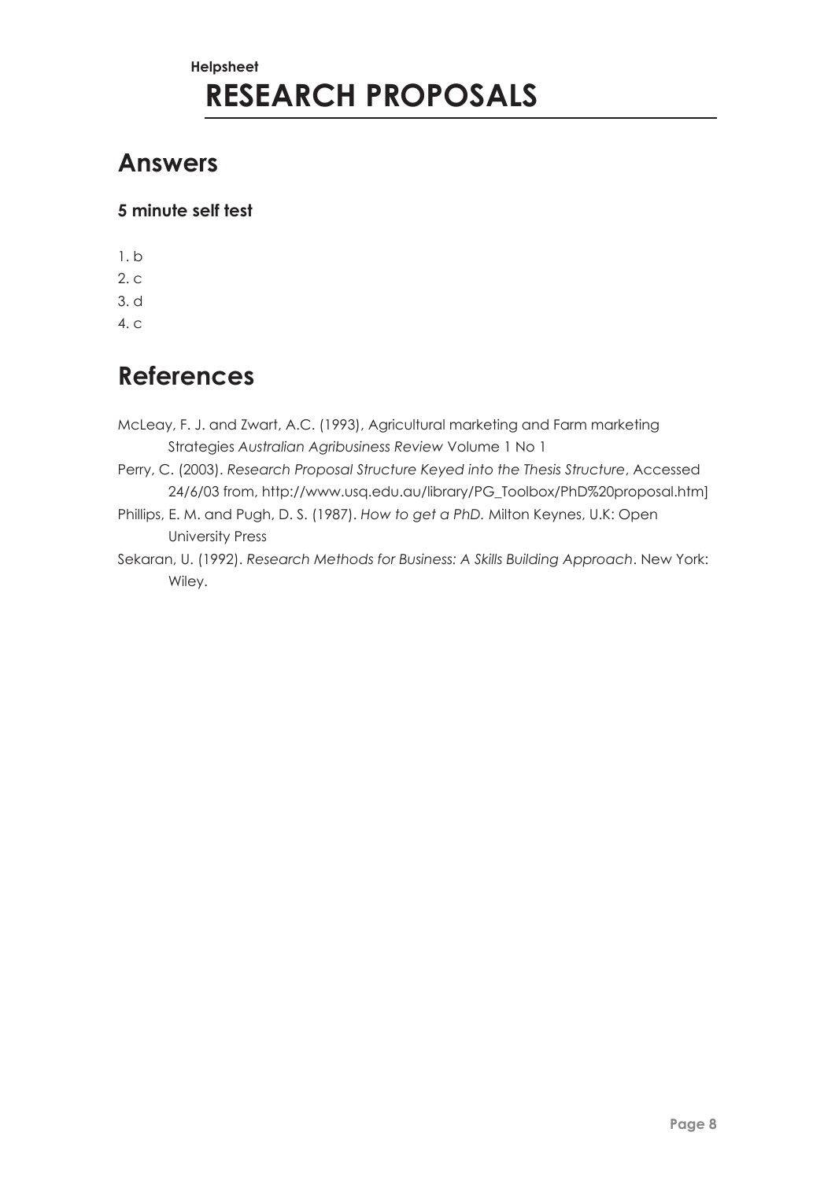## Answers

### 5 minute self test

1. b
2. c
3. d
4. c

## References

McLeay, F. J. and Zwart, A.C. (1993), Agricultural marketing and Farm marketing Strategies *Australian Agribusiness Review* Volume 1 No 1

Perry, C. (2003). *Research Proposal Structure Keyed into the Thesis Structure*, Accessed 24/6/03 from, http://www.usq.edu.au/library/PG_Toolbox/PhD%20proposal.htm]

Phillips, E. M. and Pugh, D. S. (1987). *How to get a PhD.* Milton Keynes, U.K: Open University Press

Sekaran, U. (1992). *Research Methods for Business: A Skills Building Approach*. New York: Wiley.